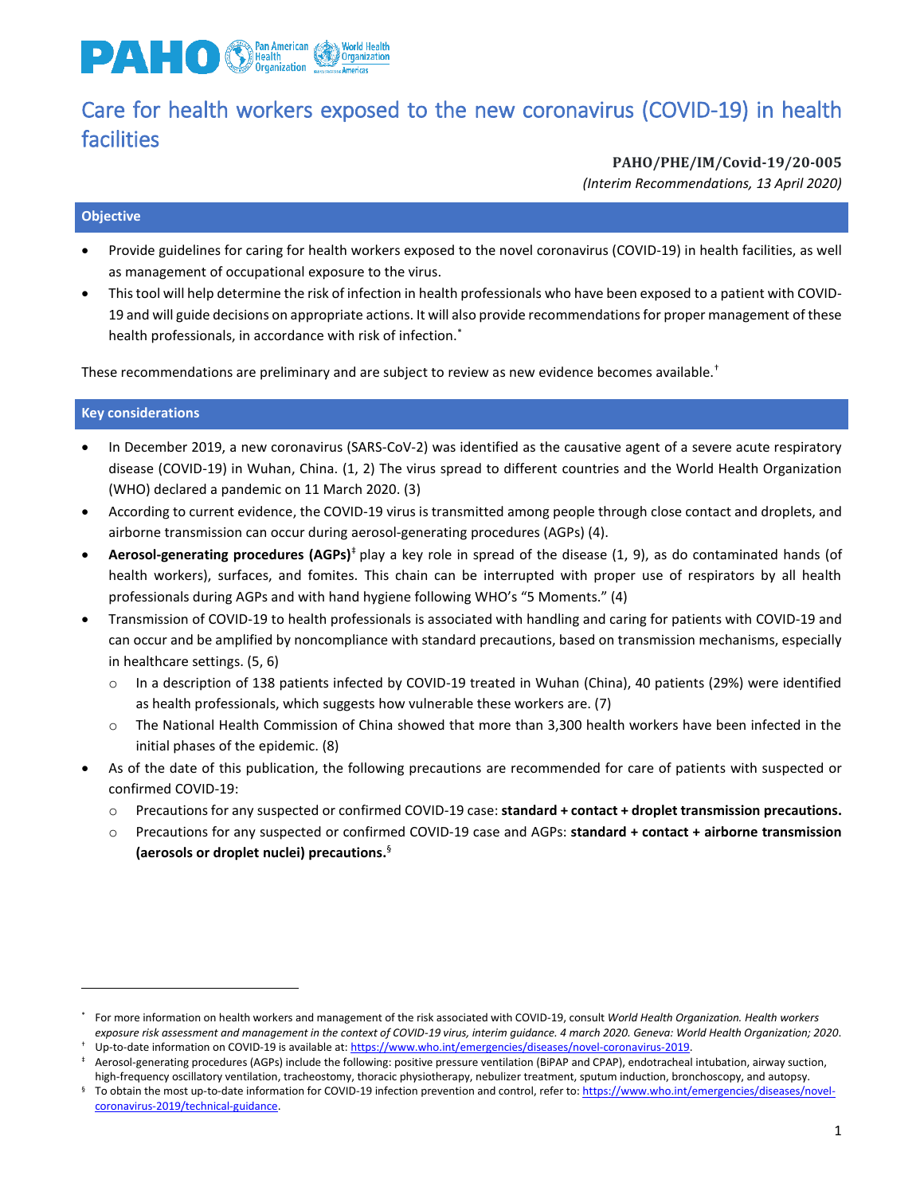# Care for health workers exposed to the new coronavirus (COVID-19) in health facilities

**PAHO/PHE/IM/Covid-19/20-005**

*(Interim Recommendations, 13 April 2020)*

## Objective

- Provide guidelines for caring for health workers exposed to the novel coronavirus (COVID-19) in health facilities, as well as management of occupational exposure to the virus.
- This tool will help determine the risk of infection in health professionals who have been exposed to a patient with COVID-19 and will guide decisions on appropriate actions. It will also provide recommendations for proper management of these health professionals, in accordance with risk of infection.[*]

These recommendations are preliminary and are subject to review as new evidence becomes available.[†]

## Key considerations

- In December 2019, a new coronavirus (SARS-CoV-2) was identified as the causative agent of a severe acute respiratory disease (COVID-19) in Wuhan, China. (1, 2) The virus spread to different countries and the World Health Organization (WHO) declared a pandemic on 11 March 2020. (3)
- According to current evidence, the COVID-19 virus is transmitted among people through close contact and droplets, and airborne transmission can occur during aerosol-generating procedures (AGPs) (4).
- **Aerosol-generating procedures (AGPs)**[‡] play a key role in spread of the disease (1, 9), as do contaminated hands (of health workers), surfaces, and fomites. This chain can be interrupted with proper use of respirators by all health professionals during AGPs and with hand hygiene following WHO's "5 Moments." (4)
- Transmission of COVID-19 to health professionals is associated with handling and caring for patients with COVID-19 and can occur and be amplified by noncompliance with standard precautions, based on transmission mechanisms, especially in healthcare settings. (5, 6)
  - In a description of 138 patients infected by COVID-19 treated in Wuhan (China), 40 patients (29%) were identified as health professionals, which suggests how vulnerable these workers are. (7)
  - The National Health Commission of China showed that more than 3,300 health workers have been infected in the initial phases of the epidemic. (8)
- As of the date of this publication, the following precautions are recommended for care of patients with suspected or confirmed COVID-19:
  - Precautions for any suspected or confirmed COVID-19 case: **standard + contact + droplet transmission precautions.**
  - Precautions for any suspected or confirmed COVID-19 case and AGPs: **standard + contact + airborne transmission (aerosols or droplet nuclei) precautions.**[§]

---

[*] For more information on health workers and management of the risk associated with COVID-19, consult *World Health Organization. Health workers exposure risk assessment and management in the context of COVID-19 virus, interim guidance. 4 march 2020. Geneva: World Health Organization; 2020.*

[†] Up-to-date information on COVID-19 is available at: https://www.who.int/emergencies/diseases/novel-coronavirus-2019.

[‡] Aerosol-generating procedures (AGPs) include the following: positive pressure ventilation (BiPAP and CPAP), endotracheal intubation, airway suction, high-frequency oscillatory ventilation, tracheostomy, thoracic physiotherapy, nebulizer treatment, sputum induction, bronchoscopy, and autopsy.

[§] To obtain the most up-to-date information for COVID-19 infection prevention and control, refer to: https://www.who.int/emergencies/diseases/novel-coronavirus-2019/technical-guidance.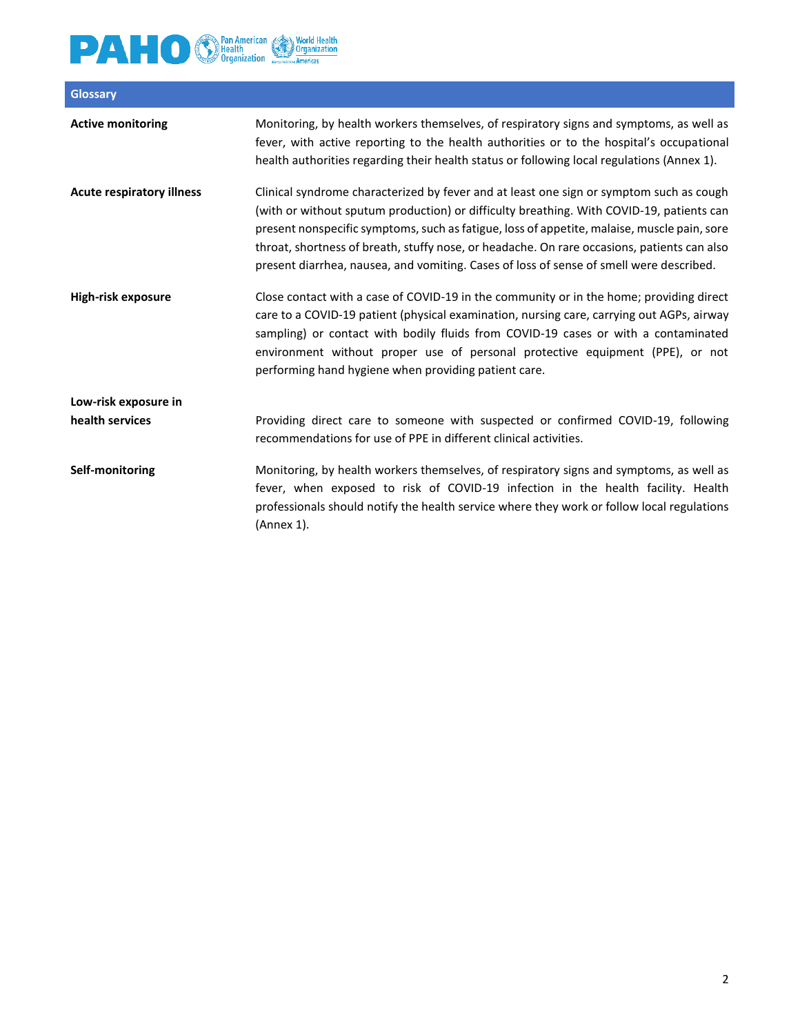## Glossary

**Active monitoring**

Monitoring, by health workers themselves, of respiratory signs and symptoms, as well as fever, with active reporting to the health authorities or to the hospital's occupational health authorities regarding their health status or following local regulations (Annex 1).

**Acute respiratory illness**

Clinical syndrome characterized by fever and at least one sign or symptom such as cough (with or without sputum production) or difficulty breathing. With COVID-19, patients can present nonspecific symptoms, such as fatigue, loss of appetite, malaise, muscle pain, sore throat, shortness of breath, stuffy nose, or headache. On rare occasions, patients can also present diarrhea, nausea, and vomiting. Cases of loss of sense of smell were described.

**High-risk exposure**

Close contact with a case of COVID-19 in the community or in the home; providing direct care to a COVID-19 patient (physical examination, nursing care, carrying out AGPs, airway sampling) or contact with bodily fluids from COVID-19 cases or with a contaminated environment without proper use of personal protective equipment (PPE), or not performing hand hygiene when providing patient care.

**Low-risk exposure in health services**

Providing direct care to someone with suspected or confirmed COVID-19, following recommendations for use of PPE in different clinical activities.

**Self-monitoring**

Monitoring, by health workers themselves, of respiratory signs and symptoms, as well as fever, when exposed to risk of COVID-19 infection in the health facility. Health professionals should notify the health service where they work or follow local regulations (Annex 1).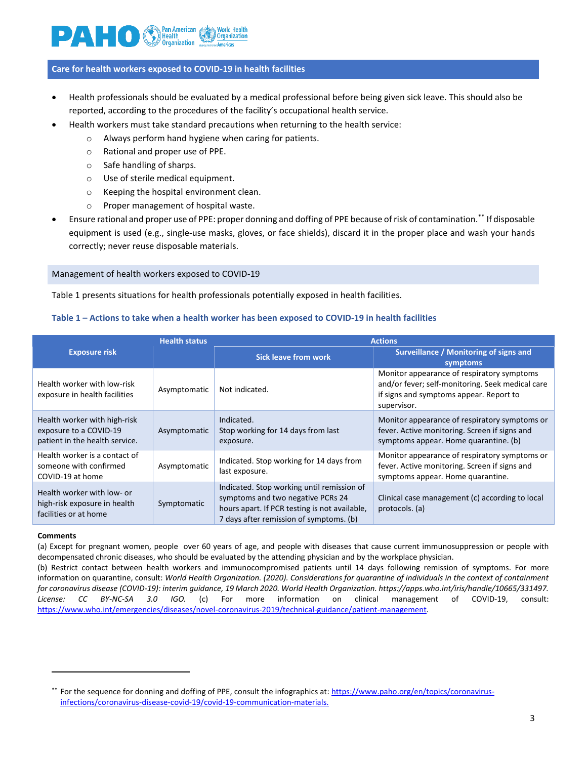## Care for health workers exposed to COVID-19 in health facilities

- Health professionals should be evaluated by a medical professional before being given sick leave. This should also be reported, according to the procedures of the facility's occupational health service.
- Health workers must take standard precautions when returning to the health service:
  - Always perform hand hygiene when caring for patients.
  - Rational and proper use of PPE.
  - Safe handling of sharps.
  - Use of sterile medical equipment.
  - Keeping the hospital environment clean.
  - Proper management of hospital waste.
- Ensure rational and proper use of PPE: proper donning and doffing of PPE because of risk of contamination.[**] If disposable equipment is used (e.g., single-use masks, gloves, or face shields), discard it in the proper place and wash your hands correctly; never reuse disposable materials.

### Management of health workers exposed to COVID-19

Table 1 presents situations for health professionals potentially exposed in health facilities.

**Table 1 – Actions to take when a health worker has been exposed to COVID-19 in health facilities**

| Exposure risk | Health status | Actions | |
|---|---|---|---|
| | | Sick leave from work | Surveillance / Monitoring of signs and symptoms |
| Health worker with low-risk exposure in health facilities | Asymptomatic | Not indicated. | Monitor appearance of respiratory symptoms and/or fever; self-monitoring. Seek medical care if signs and symptoms appear. Report to supervisor. |
| Health worker with high-risk exposure to a COVID-19 patient in the health service. | Asymptomatic | Indicated. Stop working for 14 days from last exposure. | Monitor appearance of respiratory symptoms or fever. Active monitoring. Screen if signs and symptoms appear. Home quarantine. (b) |
| Health worker is a contact of someone with confirmed COVID-19 at home | Asymptomatic | Indicated. Stop working for 14 days from last exposure. | Monitor appearance of respiratory symptoms or fever. Active monitoring. Screen if signs and symptoms appear. Home quarantine. |
| Health worker with low- or high-risk exposure in health facilities or at home | Symptomatic | Indicated. Stop working until remission of symptoms and two negative PCRs 24 hours apart. If PCR testing is not available, 7 days after remission of symptoms. (b) | Clinical case management (c) according to local protocols. (a) |

**Comments**

(a) Except for pregnant women, people over 60 years of age, and people with diseases that cause current immunosuppression or people with decompensated chronic diseases, who should be evaluated by the attending physician and by the workplace physician.

(b) Restrict contact between health workers and immunocompromised patients until 14 days following remission of symptoms. For more information on quarantine, consult: *World Health Organization. (2020). Considerations for quarantine of individuals in the context of containment for coronavirus disease (COVID-19): interim guidance, 19 March 2020. World Health Organization. https://apps.who.int/iris/handle/10665/331497. License: CC BY-NC-SA 3.0 IGO.* (c) For more information on clinical management of COVID-19, consult: https://www.who.int/emergencies/diseases/novel-coronavirus-2019/technical-guidance/patient-management.

[**] For the sequence for donning and doffing of PPE, consult the infographics at: https://www.paho.org/en/topics/coronavirus-infections/coronavirus-disease-covid-19/covid-19-communication-materials.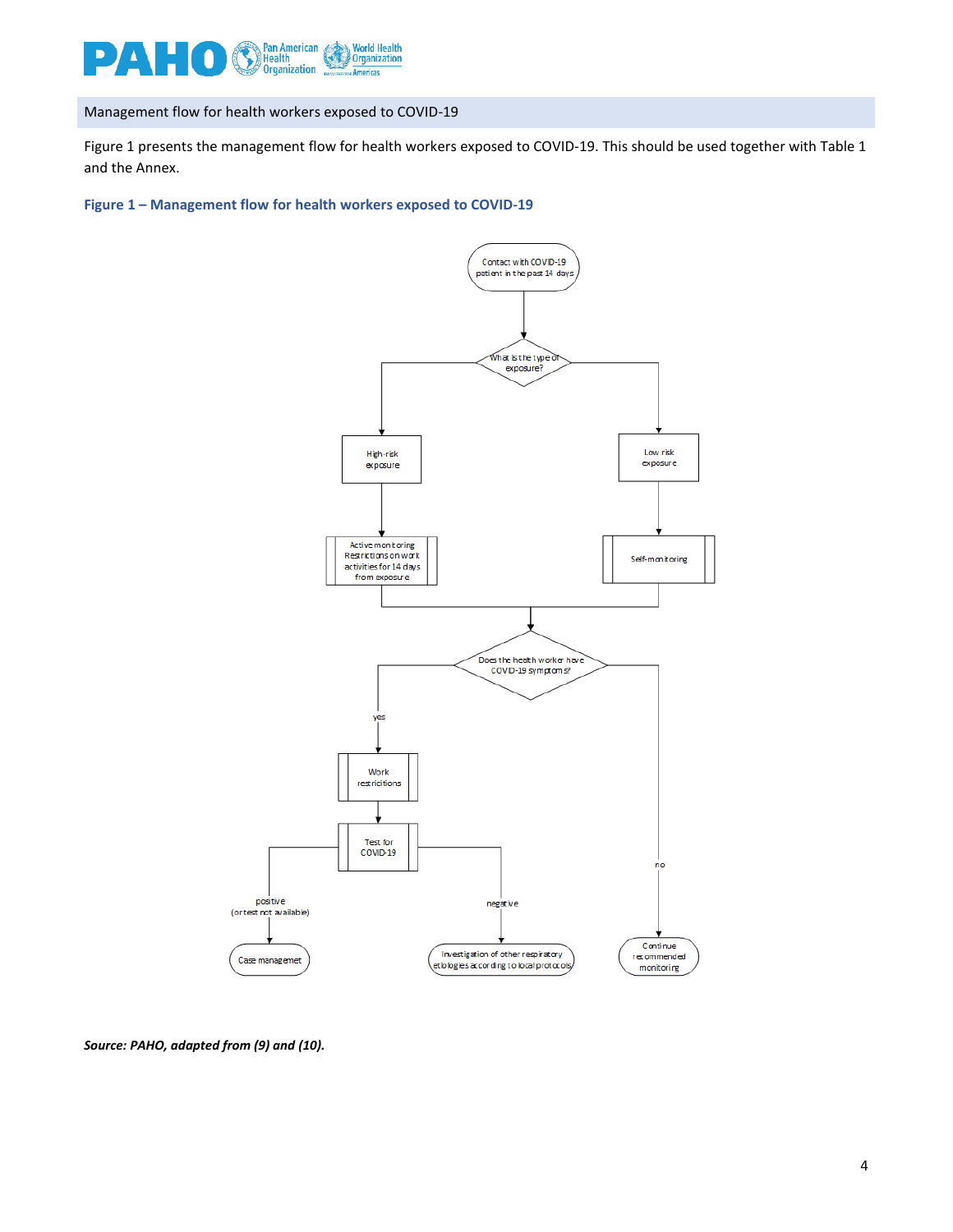## Management flow for health workers exposed to COVID-19

Figure 1 presents the management flow for health workers exposed to COVID-19. This should be used together with Table 1 and the Annex.

**Figure 1 – Management flow for health workers exposed to COVID-19**

- Contact with COVID-19 patient in the past 14 days
  - What is the type of exposure?
    - High-risk exposure → Active monitoring; Restrictions on work activities for 14 days from exposure
    - Low risk exposure → Self-monitoring
  - Does the health worker have COVID-19 symptoms?
    - yes → Work restricitions → Test for COVID-19
      - positive (or test not available) → Case managemet
      - negative → Investigation of other respiratory etiologies according to local protocols
    - no → Continue recommended monitoring

*Source: PAHO, adapted from (9) and (10).*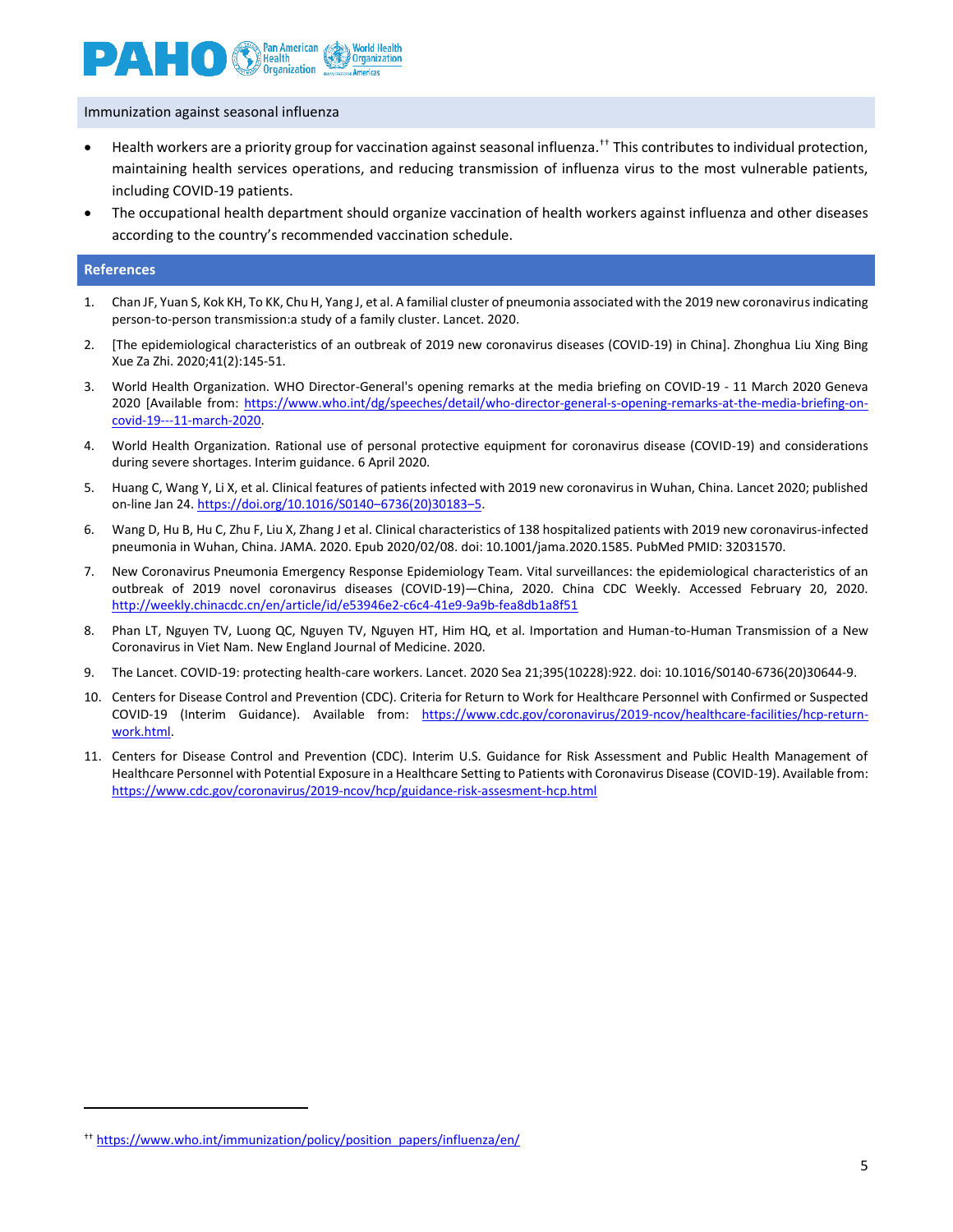## Immunization against seasonal influenza

- Health workers are a priority group for vaccination against seasonal influenza.[††] This contributes to individual protection, maintaining health services operations, and reducing transmission of influenza virus to the most vulnerable patients, including COVID-19 patients.
- The occupational health department should organize vaccination of health workers against influenza and other diseases according to the country's recommended vaccination schedule.

## References

1. Chan JF, Yuan S, Kok KH, To KK, Chu H, Yang J, et al. A familial cluster of pneumonia associated with the 2019 new coronavirus indicating person-to-person transmission:a study of a family cluster. Lancet. 2020.
2. [The epidemiological characteristics of an outbreak of 2019 new coronavirus diseases (COVID-19) in China]. Zhonghua Liu Xing Bing Xue Za Zhi. 2020;41(2):145-51.
3. World Health Organization. WHO Director-General's opening remarks at the media briefing on COVID-19 - 11 March 2020 Geneva 2020 [Available from: https://www.who.int/dg/speeches/detail/who-director-general-s-opening-remarks-at-the-media-briefing-on-covid-19---11-march-2020.
4. World Health Organization. Rational use of personal protective equipment for coronavirus disease (COVID-19) and considerations during severe shortages. Interim guidance. 6 April 2020.
5. Huang C, Wang Y, Li X, et al. Clinical features of patients infected with 2019 new coronavirus in Wuhan, China. Lancet 2020; published on-line Jan 24. https://doi.org/10.1016/S0140–6736(20)30183–5.
6. Wang D, Hu B, Hu C, Zhu F, Liu X, Zhang J et al. Clinical characteristics of 138 hospitalized patients with 2019 new coronavirus-infected pneumonia in Wuhan, China. JAMA. 2020. Epub 2020/02/08. doi: 10.1001/jama.2020.1585. PubMed PMID: 32031570.
7. New Coronavirus Pneumonia Emergency Response Epidemiology Team. Vital surveillances: the epidemiological characteristics of an outbreak of 2019 novel coronavirus diseases (COVID-19)—China, 2020. China CDC Weekly. Accessed February 20, 2020. http://weekly.chinacdc.cn/en/article/id/e53946e2-c6c4-41e9-9a9b-fea8db1a8f51
8. Phan LT, Nguyen TV, Luong QC, Nguyen TV, Nguyen HT, Him HQ, et al. Importation and Human-to-Human Transmission of a New Coronavirus in Viet Nam. New England Journal of Medicine. 2020.
9. The Lancet. COVID-19: protecting health-care workers. Lancet. 2020 Sea 21;395(10228):922. doi: 10.1016/S0140-6736(20)30644-9.
10. Centers for Disease Control and Prevention (CDC). Criteria for Return to Work for Healthcare Personnel with Confirmed or Suspected COVID-19 (Interim Guidance). Available from: https://www.cdc.gov/coronavirus/2019-ncov/healthcare-facilities/hcp-return-work.html.
11. Centers for Disease Control and Prevention (CDC). Interim U.S. Guidance for Risk Assessment and Public Health Management of Healthcare Personnel with Potential Exposure in a Healthcare Setting to Patients with Coronavirus Disease (COVID-19). Available from: https://www.cdc.gov/coronavirus/2019-ncov/hcp/guidance-risk-assesment-hcp.html

---

[††] https://www.who.int/immunization/policy/position_papers/influenza/en/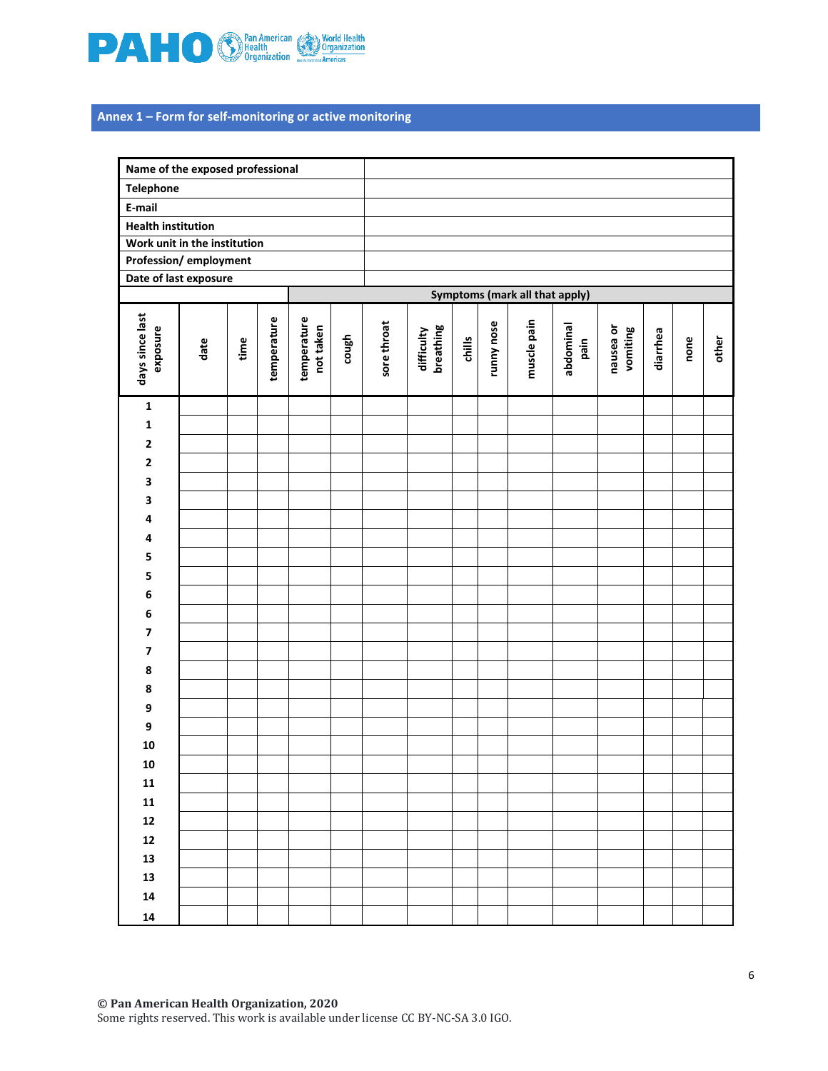## Annex 1 – Form for self-monitoring or active monitoring

| | |
|---|---|
| **Name of the exposed professional** | |
| **Telephone** | |
| **E-mail** | |
| **Health institution** | |
| **Work unit in the institution** | |
| **Profession/ employment** | |
| **Date of last exposure** | |

| | | | | **Symptoms (mark all that apply)** | | | | | | | | | | | |
|---|---|---|---|---|---|---|---|---|---|---|---|---|---|---|---|
| **days since last exposure** | **date** | **time** | **temperature** | **temperature not taken** | **cough** | **sore throat** | **difficulty breathing** | **chills** | **runny nose** | **muscle pain** | **abdominal pain** | **nausea or vomiting** | **diarrhea** | **none** | **other** |
| **1** | | | | | | | | | | | | | | | |
| **1** | | | | | | | | | | | | | | | |
| **2** | | | | | | | | | | | | | | | |
| **2** | | | | | | | | | | | | | | | |
| **3** | | | | | | | | | | | | | | | |
| **3** | | | | | | | | | | | | | | | |
| **4** | | | | | | | | | | | | | | | |
| **4** | | | | | | | | | | | | | | | |
| **5** | | | | | | | | | | | | | | | |
| **5** | | | | | | | | | | | | | | | |
| **6** | | | | | | | | | | | | | | | |
| **6** | | | | | | | | | | | | | | | |
| **7** | | | | | | | | | | | | | | | |
| **7** | | | | | | | | | | | | | | | |
| **8** | | | | | | | | | | | | | | | |
| **8** | | | | | | | | | | | | | | | |
| **9** | | | | | | | | | | | | | | | |
| **9** | | | | | | | | | | | | | | | |
| **10** | | | | | | | | | | | | | | | |
| **10** | | | | | | | | | | | | | | | |
| **11** | | | | | | | | | | | | | | | |
| **11** | | | | | | | | | | | | | | | |
| **12** | | | | | | | | | | | | | | | |
| **12** | | | | | | | | | | | | | | | |
| **13** | | | | | | | | | | | | | | | |
| **13** | | | | | | | | | | | | | | | |
| **14** | | | | | | | | | | | | | | | |
| **14** | | | | | | | | | | | | | | | |

**© Pan American Health Organization, 2020**
Some rights reserved. This work is available under license CC BY-NC-SA 3.0 IGO.